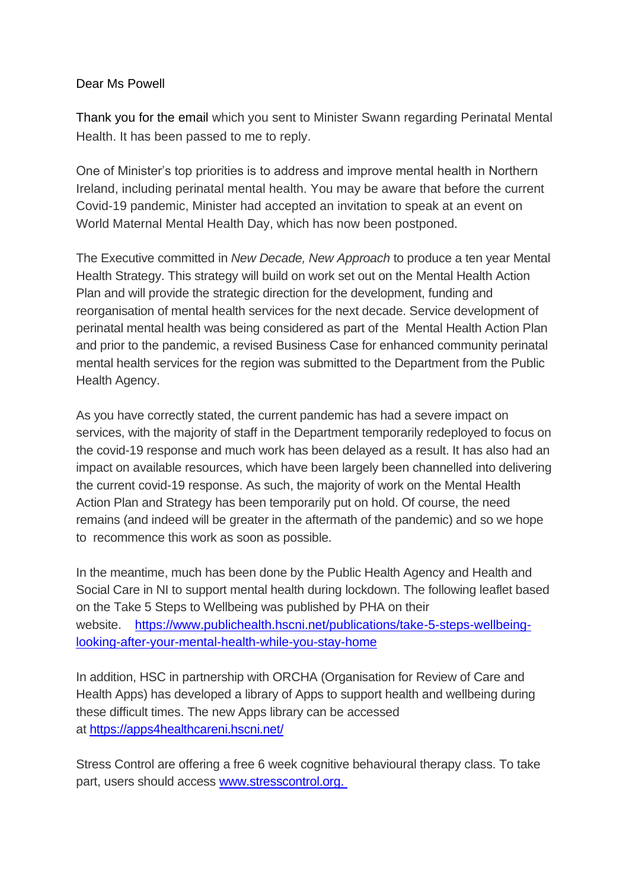Dear Ms Powell

Thank you for the email which you sent to Minister Swann regarding Perinatal Mental Health. It has been passed to me to reply.

One of Minister's top priorities is to address and improve mental health in Northern Ireland, including perinatal mental health. You may be aware that before the current Covid-19 pandemic, Minister had accepted an invitation to speak at an event on World Maternal Mental Health Day, which has now been postponed.

The Executive committed in *New Decade, New Approach* to produce a ten year Mental Health Strategy. This strategy will build on work set out on the Mental Health Action Plan and will provide the strategic direction for the development, funding and reorganisation of mental health services for the next decade. Service development of perinatal mental health was being considered as part of the Mental Health Action Plan and prior to the pandemic, a revised Business Case for enhanced community perinatal mental health services for the region was submitted to the Department from the Public Health Agency.

As you have correctly stated, the current pandemic has had a severe impact on services, with the majority of staff in the Department temporarily redeployed to focus on the covid-19 response and much work has been delayed as a result. It has also had an impact on available resources, which have been largely been channelled into delivering the current covid-19 response. As such, the majority of work on the Mental Health Action Plan and Strategy has been temporarily put on hold. Of course, the need remains (and indeed will be greater in the aftermath of the pandemic) and so we hope to recommence this work as soon as possible.

In the meantime, much has been done by the Public Health Agency and Health and Social Care in NI to support mental health during lockdown. The following leaflet based on the Take 5 Steps to Wellbeing was published by PHA on their website. [https://www.publichealth.hscni.net/publications/take-5-steps-wellbeing-looking-after-your-mental-health-while-you-stay-home](https://www.publichealth.hscni.net/publications/take-5-steps-wellbeing-looking-after-your-mental-health-while-you-stay-home)

In addition, HSC in partnership with ORCHA (Organisation for Review of Care and Health Apps) has developed a library of Apps to support health and wellbeing during these difficult times. The new Apps library can be accessed at [https://apps4healthcareni.hscni.net/](https://apps4healthcareni.hscni.net/)

Stress Control are offering a free 6 week cognitive behavioural therapy class. To take part, users should access [www.stresscontrol.org.](www.stresscontrol.org)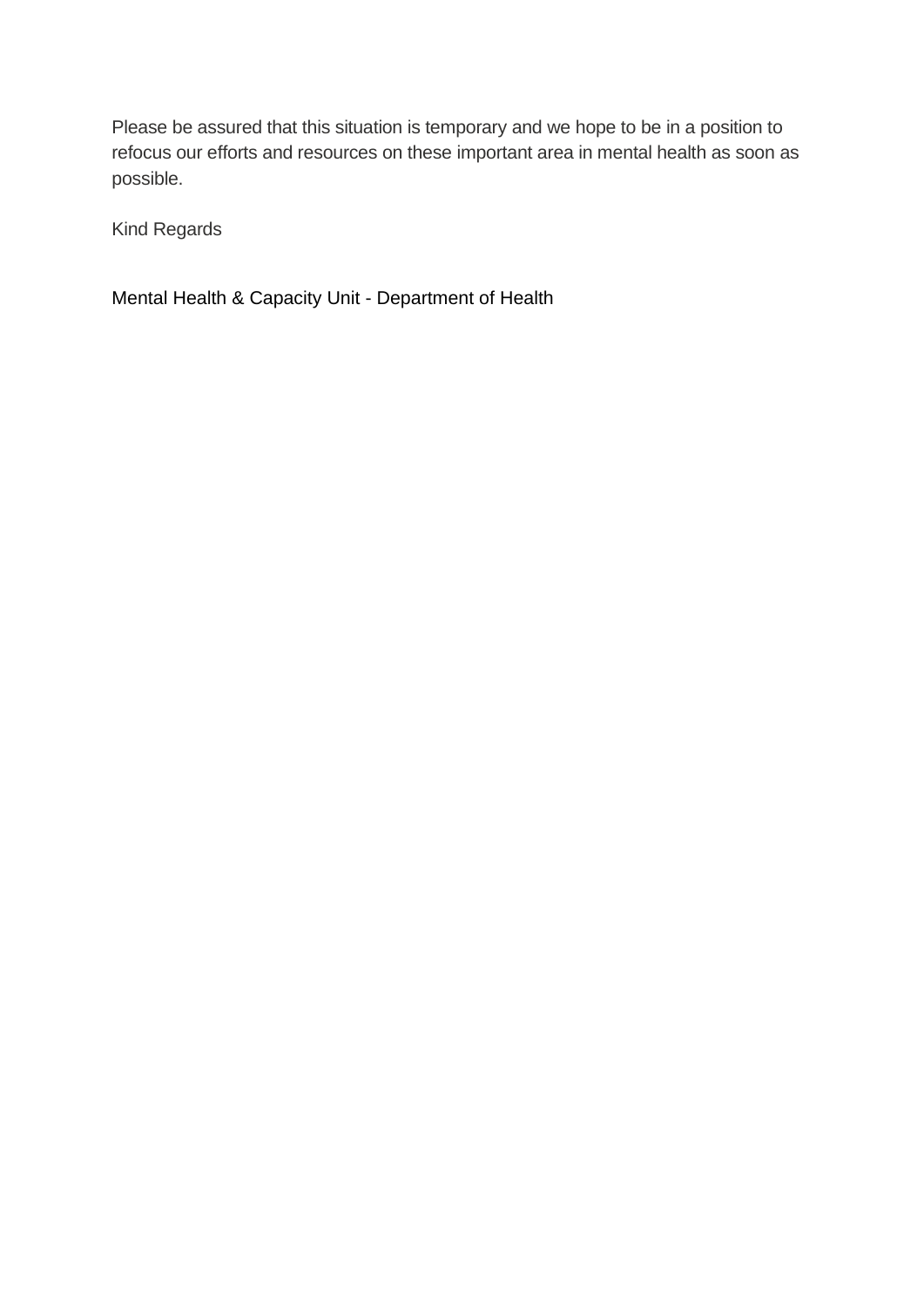Please be assured that this situation is temporary and we hope to be in a position to refocus our efforts and resources on these important area in mental health as soon as possible.

Kind Regards

Mental Health & Capacity Unit - Department of Health